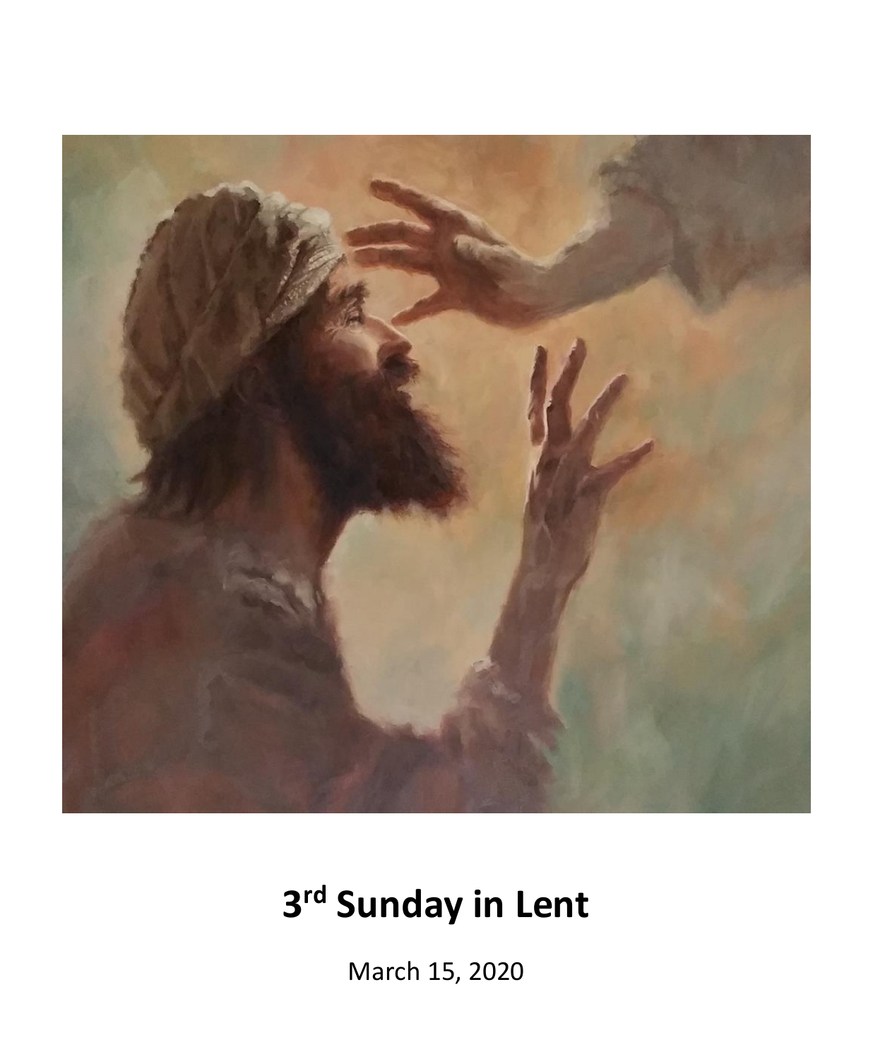# 3rd Sunday in Lent

March 15, 2020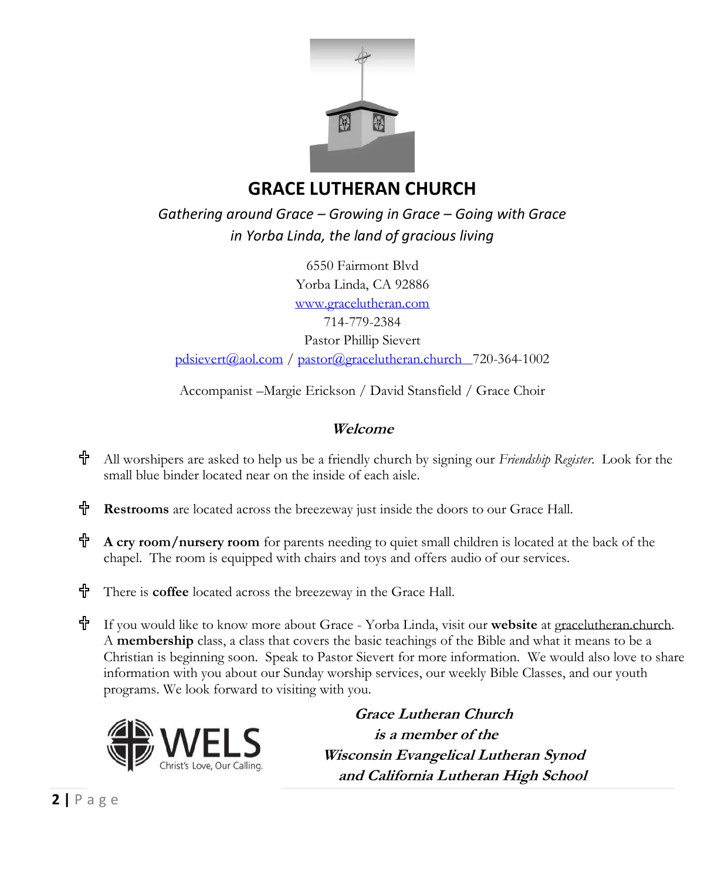# GRACE LUTHERAN CHURCH

*Gathering around Grace – Growing in Grace – Going with Grace*
*in Yorba Linda, the land of gracious living*

6550 Fairmont Blvd
Yorba Linda, CA 92886
www.gracelutheran.com
714-779-2384
Pastor Phillip Sievert
pdsievert@aol.com / pastor@gracelutheran.church 720-364-1002

Accompanist –Margie Erickson / David Stansfield / Grace Choir

## *Welcome*

- All worshipers are asked to help us be a friendly church by signing our *Friendship Register*. Look for the small blue binder located near on the inside of each aisle.
- **Restrooms** are located across the breezeway just inside the doors to our Grace Hall.
- **A cry room/nursery room** for parents needing to quiet small children is located at the back of the chapel. The room is equipped with chairs and toys and offers audio of our services.
- There is **coffee** located across the breezeway in the Grace Hall.
- If you would like to know more about Grace - Yorba Linda, visit our **website** at gracelutheran.church. A **membership** class, a class that covers the basic teachings of the Bible and what it means to be a Christian is beginning soon. Speak to Pastor Sievert for more information. We would also love to share information with you about our Sunday worship services, our weekly Bible Classes, and our youth programs. We look forward to visiting with you.

WELS
Christ's Love, Our Calling.

***Grace Lutheran Church***
***is a member of the***
***Wisconsin Evangelical Lutheran Synod***
***and California Lutheran High School***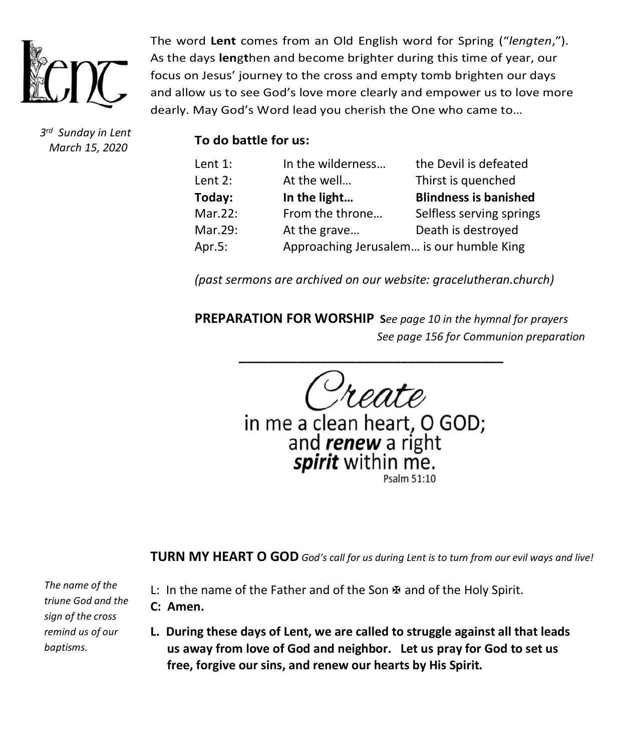Lent

*3rd Sunday in Lent*
*March 15, 2020*

The word **Lent** comes from an Old English word for Spring ("*lengten*,"). As the days **len**g**t**hen and become brighter during this time of year, our focus on Jesus' journey to the cross and empty tomb brighten our days and allow us to see God's love more clearly and empower us to love more dearly. May God's Word lead you cherish the One who came to…

**To do battle for us:**

| | | |
|---|---|---|
| Lent 1: | In the wilderness… | the Devil is defeated |
| Lent 2: | At the well… | Thirst is quenched |
| **Today:** | **In the light…** | **Blindness is banished** |
| Mar.22: | From the throne… | Selfless serving springs |
| Mar.29: | At the grave… | Death is destroyed |
| Apr.5: | Approaching Jerusalem… is our humble King | |

*(past sermons are archived on our website: gracelutheran.church)*

**PREPARATION FOR WORSHIP** **S***ee page 10 in the hymnal for prayers*
*See page 156 for Communion preparation*

---

*Create*
in me a clean heart, O GOD;
and ***renew*** a right
***spirit*** within me.
Psalm 51:10

**TURN MY HEART O GOD** *God's call for us during Lent is to turn from our evil ways and live!*

*The name of the triune God and the sign of the cross remind us of our baptisms.*

L: In the name of the Father and of the Son ✠ and of the Holy Spirit.
**C: Amen.**

**L. During these days of Lent, we are called to struggle against all that leads us away from love of God and neighbor. Let us pray for God to set us free, forgive our sins, and renew our hearts by His Spirit.**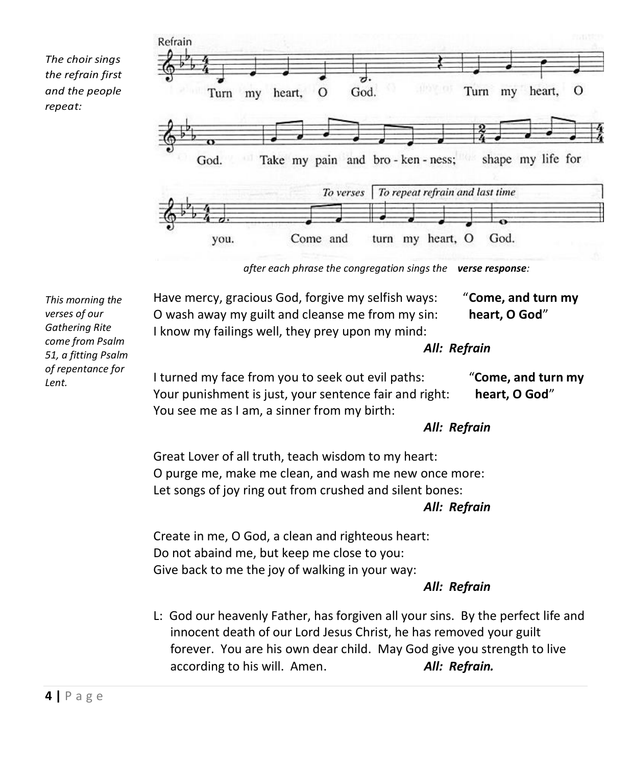*The choir sings the refrain first and the people repeat:*

Refrain

Turn my heart, O God. Turn my heart, O God. Take my pain and bro - ken - ness; shape my life for you. *To verses* Come and *To repeat refrain and last time* turn my heart, O God.

*after each phrase the congregation sings the* ***verse response****:*

*This morning the verses of our Gathering Rite come from Psalm 51, a fitting Psalm of repentance for Lent.*

Have mercy, gracious God, forgive my selfish ways: “**Come, and turn my heart, O God**”
O wash away my guilt and cleanse me from my sin:
I know my failings well, they prey upon my mind:

***All: Refrain***

I turned my face from you to seek out evil paths: “**Come, and turn my heart, O God**”
Your punishment is just, your sentence fair and right:
You see me as I am, a sinner from my birth:

***All: Refrain***

Great Lover of all truth, teach wisdom to my heart:
O purge me, make me clean, and wash me new once more:
Let songs of joy ring out from crushed and silent bones:

***All: Refrain***

Create in me, O God, a clean and righteous heart:
Do not abaind me, but keep me close to you:
Give back to me the joy of walking in your way:

***All: Refrain***

L: God our heavenly Father, has forgiven all your sins. By the perfect life and innocent death of our Lord Jesus Christ, he has removed your guilt forever. You are his own dear child. May God give you strength to live according to his will. Amen. ***All: Refrain.***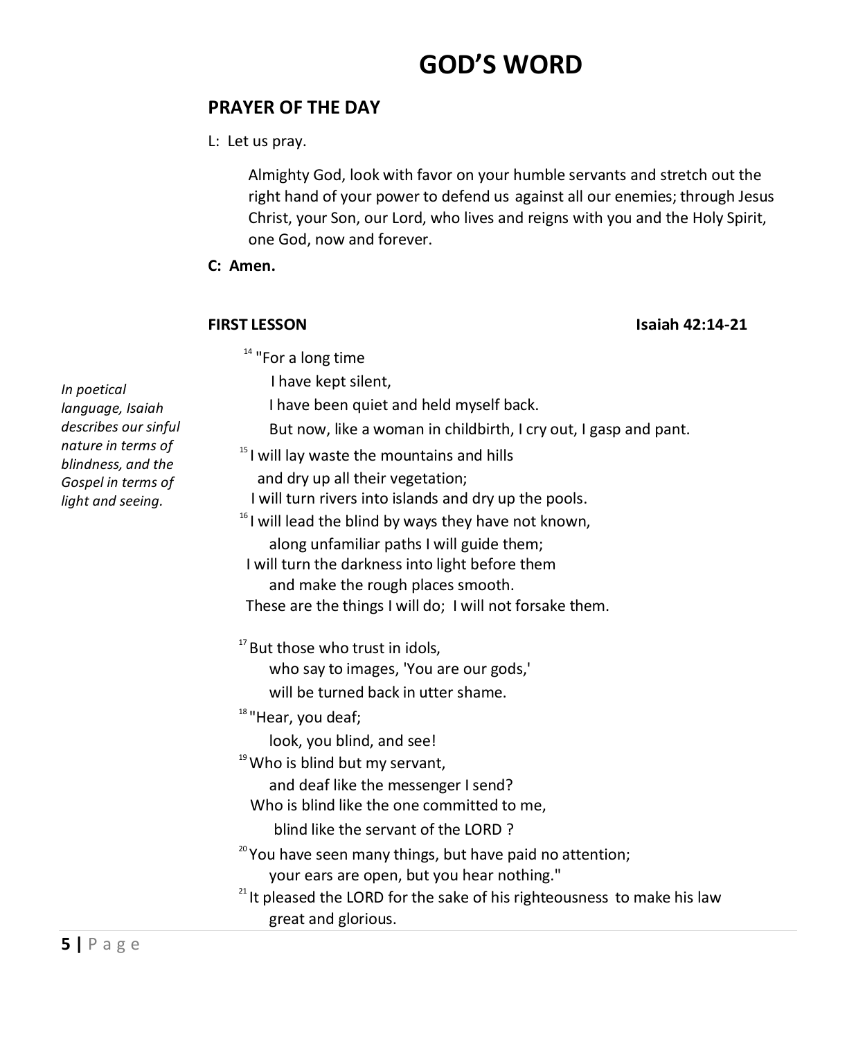# GOD'S WORD

## PRAYER OF THE DAY

L: Let us pray.

> Almighty God, look with favor on your humble servants and stretch out the right hand of your power to defend us against all our enemies; through Jesus Christ, your Son, our Lord, who lives and reigns with you and the Holy Spirit, one God, now and forever.

**C: Amen.**

**FIRST LESSON** **Isaiah 42:14-21**

*In poetical language, Isaiah describes our sinful nature in terms of blindness, and the Gospel in terms of light and seeing.*

[14] "For a long time
I have kept silent,
I have been quiet and held myself back.
But now, like a woman in childbirth, I cry out, I gasp and pant.
[15] I will lay waste the mountains and hills
and dry up all their vegetation;
I will turn rivers into islands and dry up the pools.
[16] I will lead the blind by ways they have not known,
along unfamiliar paths I will guide them;
I will turn the darkness into light before them
and make the rough places smooth.
These are the things I will do; I will not forsake them.

[17] But those who trust in idols,
who say to images, 'You are our gods,'
will be turned back in utter shame.
[18] "Hear, you deaf;
look, you blind, and see!
[19] Who is blind but my servant,
and deaf like the messenger I send?
Who is blind like the one committed to me,
blind like the servant of the LORD ?
[20] You have seen many things, but have paid no attention;
your ears are open, but you hear nothing."
[21] It pleased the LORD for the sake of his righteousness to make his law
great and glorious.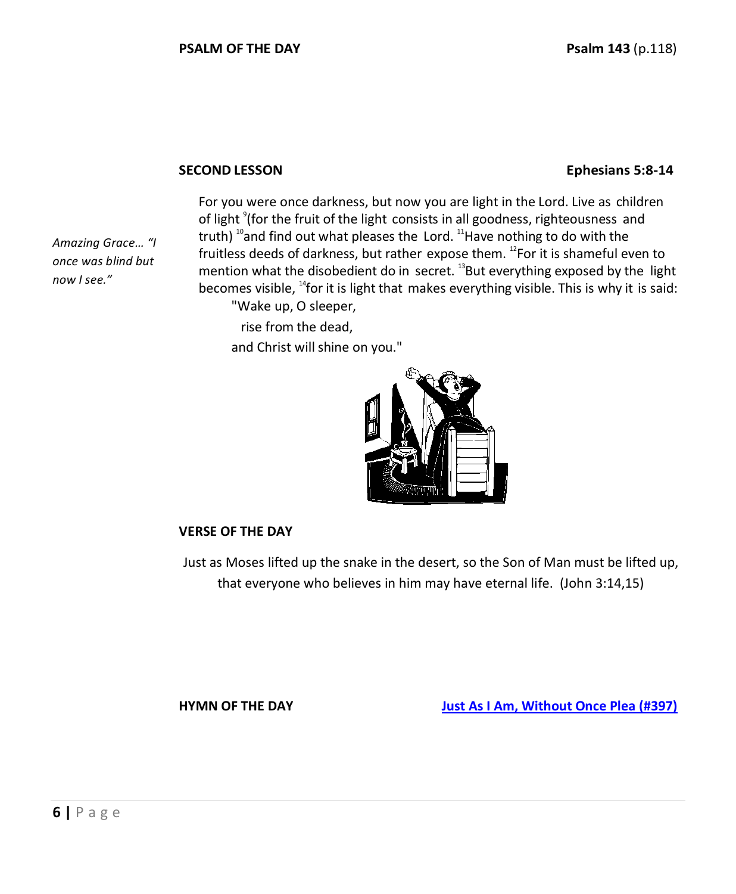**PSALM OF THE DAY** **Psalm 143** (p.118)

**SECOND LESSON** **Ephesians 5:8-14**

*Amazing Grace… "I once was blind but now I see."*

For you were once darkness, but now you are light in the Lord. Live as children of light [9](for the fruit of the light consists in all goodness, righteousness and truth) [10]and find out what pleases the Lord. [11]Have nothing to do with the fruitless deeds of darkness, but rather expose them. [12]For it is shameful even to mention what the disobedient do in secret. [13]But everything exposed by the light becomes visible, [14]for it is light that makes everything visible. This is why it is said:

"Wake up, O sleeper,
rise from the dead,
and Christ will shine on you."

**VERSE OF THE DAY**

Just as Moses lifted up the snake in the desert, so the Son of Man must be lifted up, that everyone who believes in him may have eternal life. (John 3:14,15)

**HYMN OF THE DAY** **Just As I Am, Without Once Plea (#397)**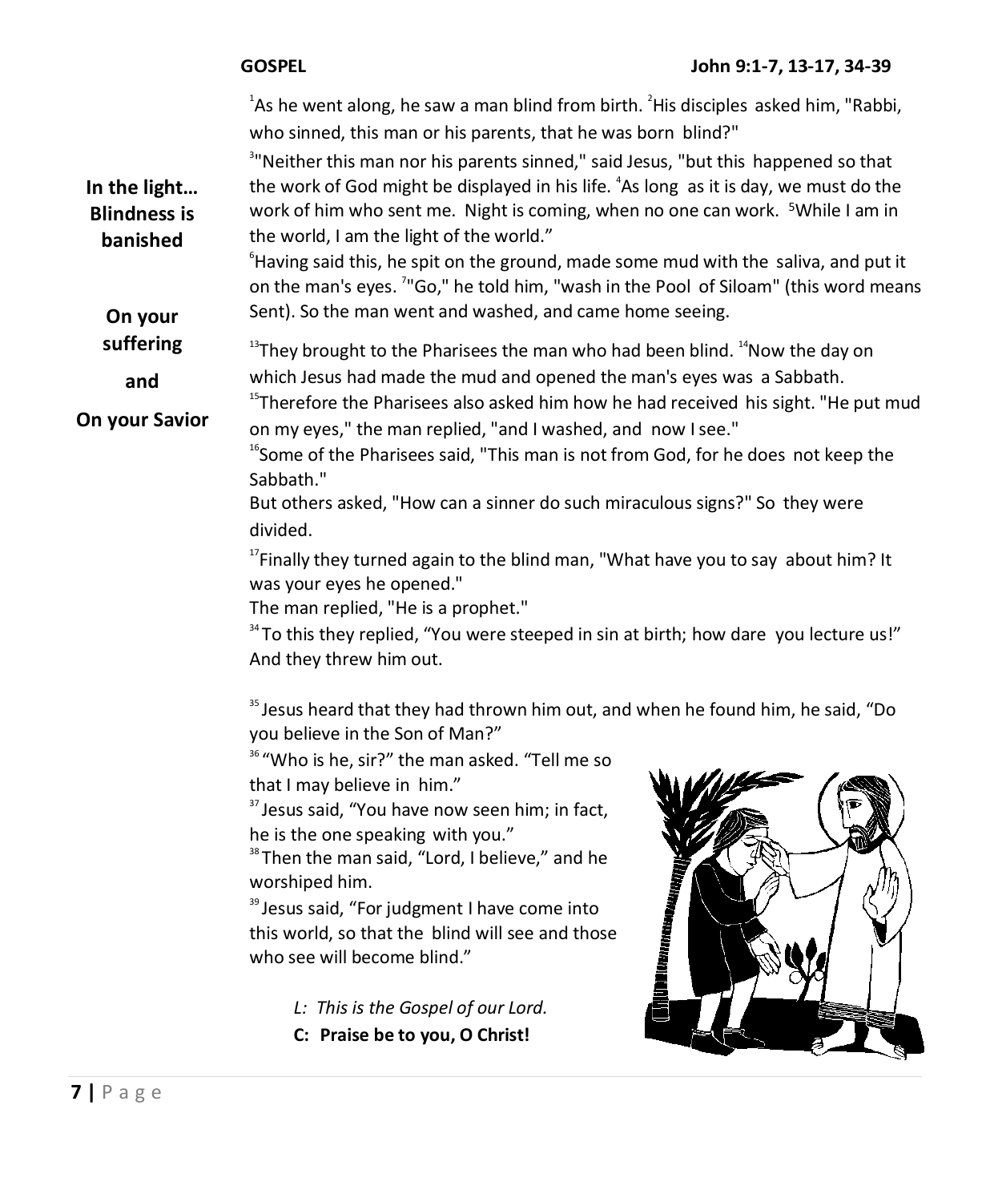**GOSPEL** **John 9:1-7, 13-17, 34-39**

**In the light…**
**Blindness is banished**

**On your suffering**

**and**

**On your Savior**

[1]As he went along, he saw a man blind from birth. [2]His disciples asked him, "Rabbi, who sinned, this man or his parents, that he was born blind?"

[3]"Neither this man nor his parents sinned," said Jesus, "but this happened so that the work of God might be displayed in his life. [4]As long as it is day, we must do the work of him who sent me. Night is coming, when no one can work. [5]While I am in the world, I am the light of the world."

[6]Having said this, he spit on the ground, made some mud with the saliva, and put it on the man's eyes. [7]"Go," he told him, "wash in the Pool of Siloam" (this word means Sent). So the man went and washed, and came home seeing.

[13]They brought to the Pharisees the man who had been blind. [14]Now the day on which Jesus had made the mud and opened the man's eyes was a Sabbath.

[15]Therefore the Pharisees also asked him how he had received his sight. "He put mud on my eyes," the man replied, "and I washed, and now I see."

[16]Some of the Pharisees said, "This man is not from God, for he does not keep the Sabbath."

But others asked, "How can a sinner do such miraculous signs?" So they were divided.

[17]Finally they turned again to the blind man, "What have you to say about him? It was your eyes he opened."

The man replied, "He is a prophet."

[34]To this they replied, "You were steeped in sin at birth; how dare you lecture us!" And they threw him out.

[35]Jesus heard that they had thrown him out, and when he found him, he said, "Do you believe in the Son of Man?"

[36]"Who is he, sir?" the man asked. "Tell me so that I may believe in him."

[37]Jesus said, "You have now seen him; in fact, he is the one speaking with you."

[38]Then the man said, "Lord, I believe," and he worshiped him.

[39]Jesus said, "For judgment I have come into this world, so that the blind will see and those who see will become blind."

*L: This is the Gospel of our Lord.*

**C: Praise be to you, O Christ!**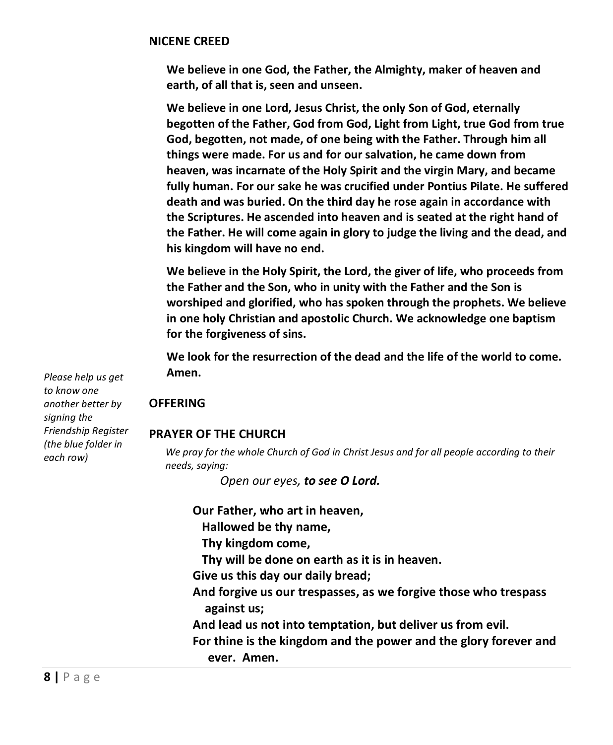## NICENE CREED

**We believe in one God, the Father, the Almighty, maker of heaven and earth, of all that is, seen and unseen.**

**We believe in one Lord, Jesus Christ, the only Son of God, eternally begotten of the Father, God from God, Light from Light, true God from true God, begotten, not made, of one being with the Father. Through him all things were made. For us and for our salvation, he came down from heaven, was incarnate of the Holy Spirit and the virgin Mary, and became fully human. For our sake he was crucified under Pontius Pilate. He suffered death and was buried. On the third day he rose again in accordance with the Scriptures. He ascended into heaven and is seated at the right hand of the Father. He will come again in glory to judge the living and the dead, and his kingdom will have no end.**

**We believe in the Holy Spirit, the Lord, the giver of life, who proceeds from the Father and the Son, who in unity with the Father and the Son is worshiped and glorified, who has spoken through the prophets. We believe in one holy Christian and apostolic Church. We acknowledge one baptism for the forgiveness of sins.**

**We look for the resurrection of the dead and the life of the world to come. Amen.**

*Please help us get to know one another better by signing the Friendship Register (the blue folder in each row)*

## OFFERING

## PRAYER OF THE CHURCH

*We pray for the whole Church of God in Christ Jesus and for all people according to their needs, saying:*

*Open our eyes,* ***to see O Lord.***

**Our Father, who art in heaven,**
**Hallowed be thy name,**
**Thy kingdom come,**
**Thy will be done on earth as it is in heaven.**
**Give us this day our daily bread;**
**And forgive us our trespasses, as we forgive those who trespass against us;**
**And lead us not into temptation, but deliver us from evil.**
**For thine is the kingdom and the power and the glory forever and ever. Amen.**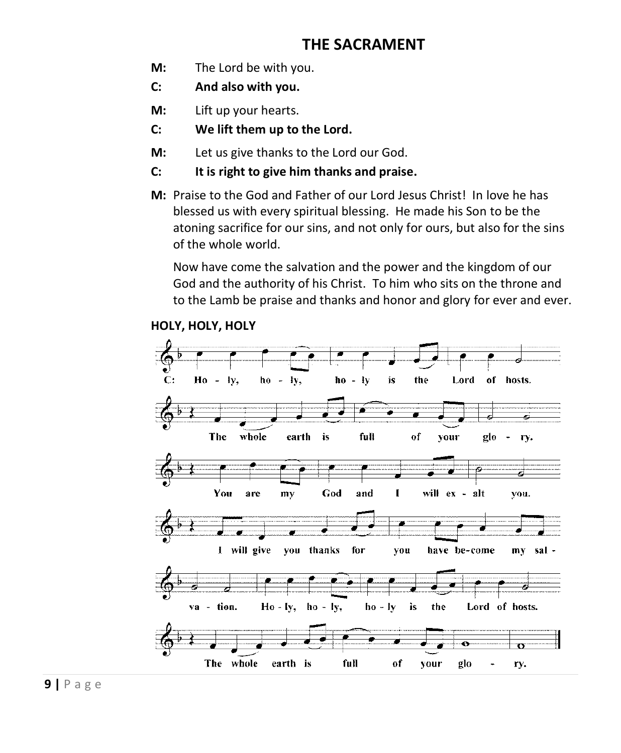# THE SACRAMENT

**M:** The Lord be with you.

**C: And also with you.**

**M:** Lift up your hearts.

**C: We lift them up to the Lord.**

**M:** Let us give thanks to the Lord our God.

**C: It is right to give him thanks and praise.**

**M:** Praise to the God and Father of our Lord Jesus Christ! In love he has blessed us with every spiritual blessing. He made his Son to be the atoning sacrifice for our sins, and not only for ours, but also for the sins of the whole world.

Now have come the salvation and the power and the kingdom of our God and the authority of his Christ. To him who sits on the throne and to the Lamb be praise and thanks and honor and glory for ever and ever.

## HOLY, HOLY, HOLY

C: Holy, holy, holy is the Lord of hosts. The whole earth is full of your glory. You are my God and I will exalt you. I will give you thanks for you have become my salvation. Holy, holy, holy is the Lord of hosts. The whole earth is full of your glory.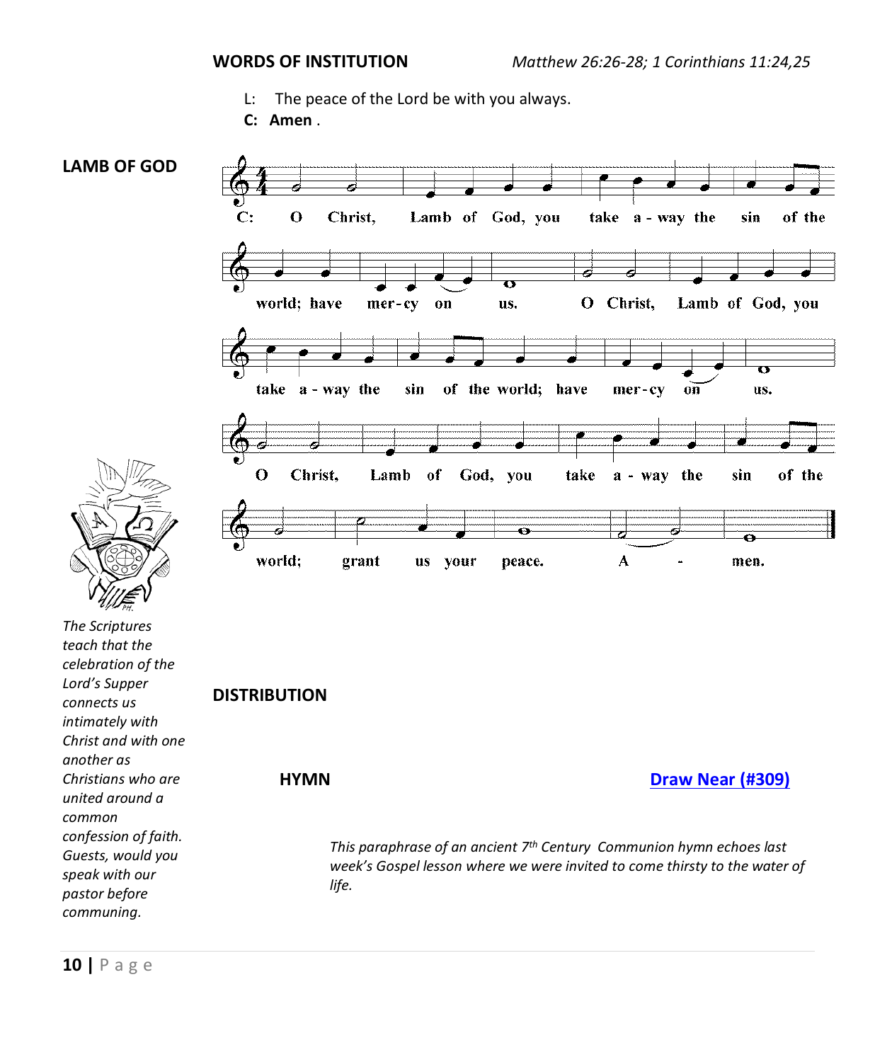**WORDS OF INSTITUTION** *Matthew 26:26-28; 1 Corinthians 11:24,25*

L: The peace of the Lord be with you always.

**C: Amen** .

**LAMB OF GOD**

C: O Christ, Lamb of God, you take a-way the sin of the world; have mer-cy on us. O Christ, Lamb of God, you take a-way the sin of the world; have mer-cy on us. O Christ, Lamb of God, you take a-way the sin of the world; grant us your peace. A - men.

*The Scriptures teach that the celebration of the Lord's Supper connects us intimately with Christ and with one another as Christians who are united around a common confession of faith. Guests, would you speak with our pastor before communing.*

**DISTRIBUTION**

**HYMN** **Draw Near (#309)**

*This paraphrase of an ancient 7th Century Communion hymn echoes last week's Gospel lesson where we were invited to come thirsty to the water of life.*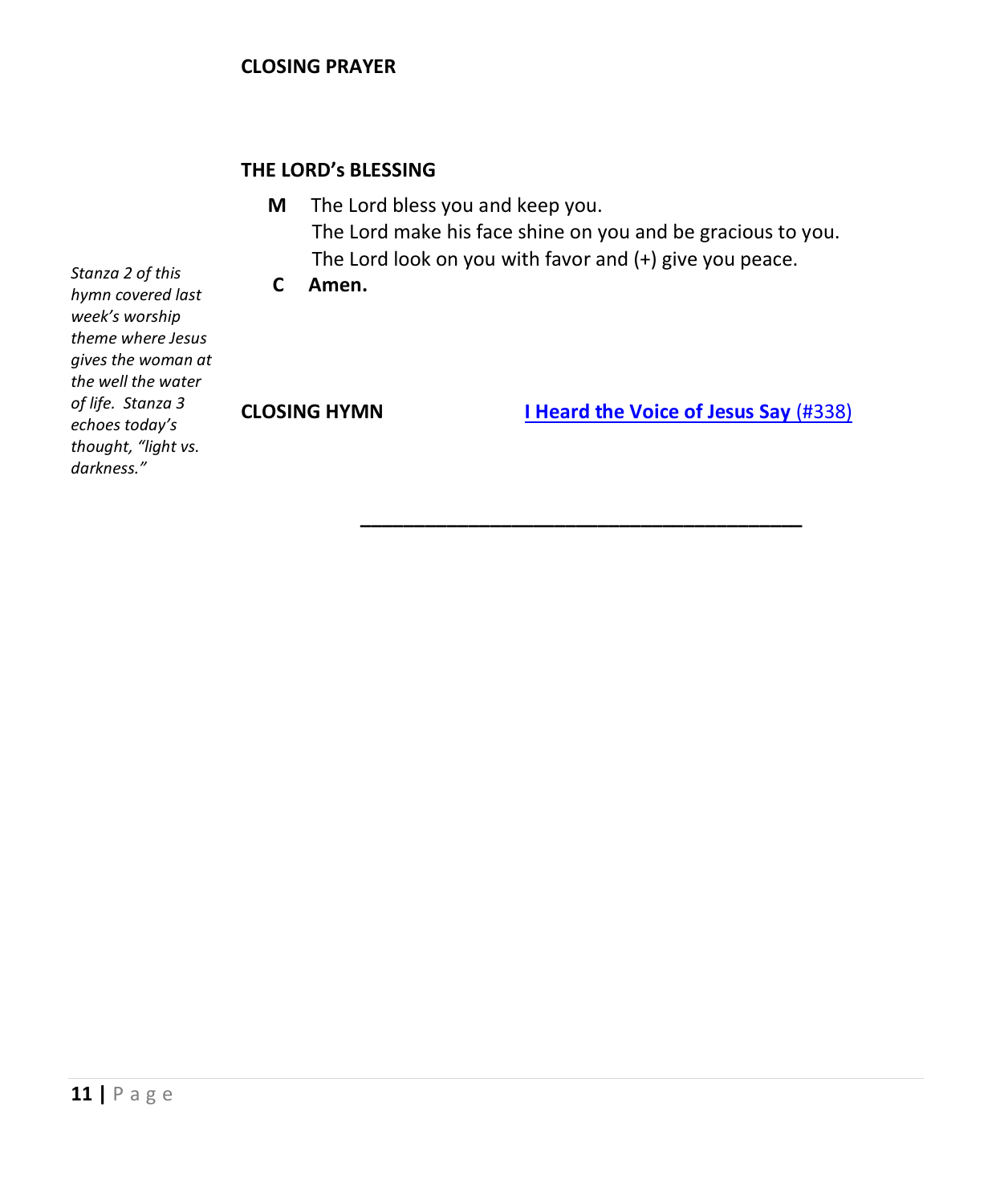**CLOSING PRAYER**

**THE LORD's BLESSING**

**M** The Lord bless you and keep you.
The Lord make his face shine on you and be gracious to you.
The Lord look on you with favor and (+) give you peace.

**C** **Amen.**

*Stanza 2 of this hymn covered last week's worship theme where Jesus gives the woman at the well the water of life. Stanza 3 echoes today's thought, "light vs. darkness."*

**CLOSING HYMN** **I Heard the Voice of Jesus Say** (#338)

---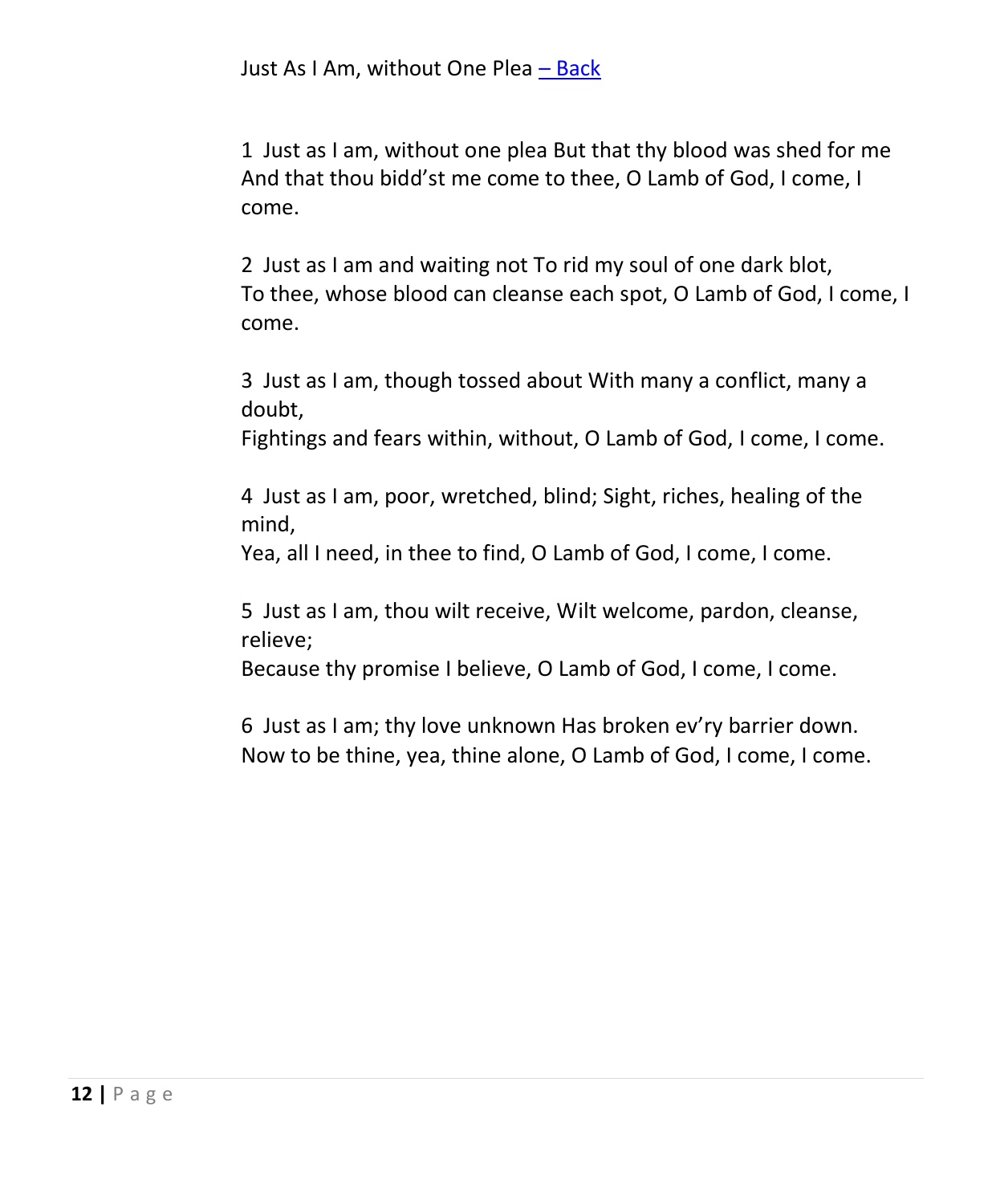Just As I Am, without One Plea – Back

1 Just as I am, without one plea But that thy blood was shed for me
And that thou bidd'st me come to thee, O Lamb of God, I come, I come.

2 Just as I am and waiting not To rid my soul of one dark blot,
To thee, whose blood can cleanse each spot, O Lamb of God, I come, I come.

3 Just as I am, though tossed about With many a conflict, many a doubt,
Fightings and fears within, without, O Lamb of God, I come, I come.

4 Just as I am, poor, wretched, blind; Sight, riches, healing of the mind,
Yea, all I need, in thee to find, O Lamb of God, I come, I come.

5 Just as I am, thou wilt receive, Wilt welcome, pardon, cleanse, relieve;
Because thy promise I believe, O Lamb of God, I come, I come.

6 Just as I am; thy love unknown Has broken ev'ry barrier down.
Now to be thine, yea, thine alone, O Lamb of God, I come, I come.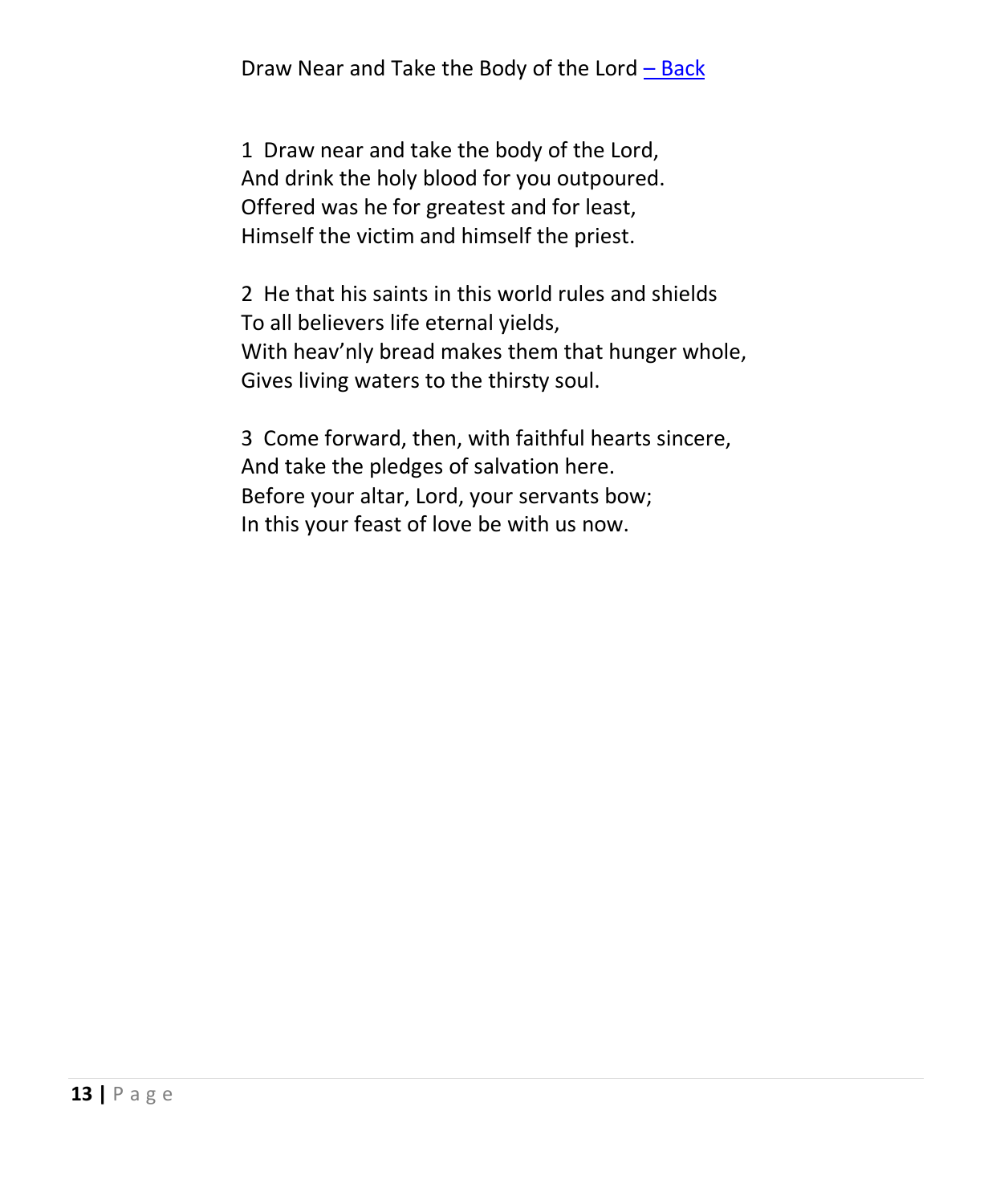Draw Near and Take the Body of the Lord – Back

1 Draw near and take the body of the Lord,
And drink the holy blood for you outpoured.
Offered was he for greatest and for least,
Himself the victim and himself the priest.

2 He that his saints in this world rules and shields
To all believers life eternal yields,
With heav'nly bread makes them that hunger whole,
Gives living waters to the thirsty soul.

3 Come forward, then, with faithful hearts sincere,
And take the pledges of salvation here.
Before your altar, Lord, your servants bow;
In this your feast of love be with us now.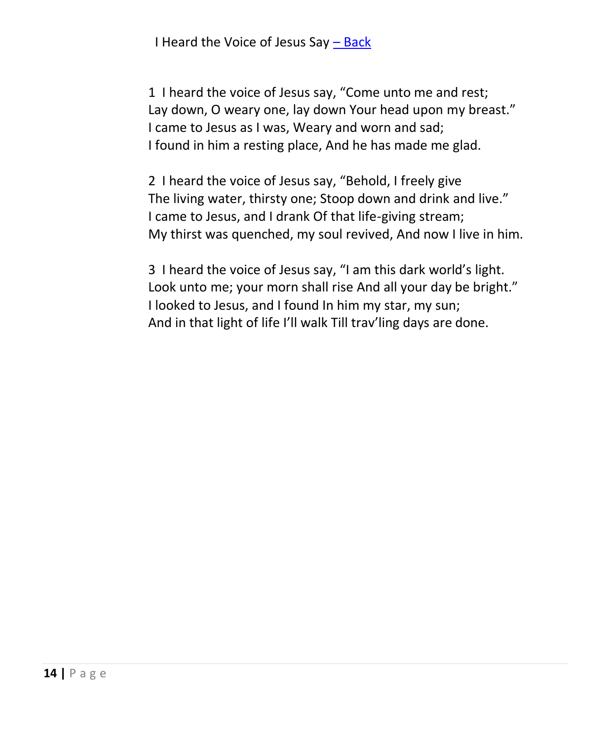I Heard the Voice of Jesus Say – Back

1  I heard the voice of Jesus say, "Come unto me and rest;
Lay down, O weary one, lay down Your head upon my breast."
I came to Jesus as I was, Weary and worn and sad;
I found in him a resting place, And he has made me glad.

2  I heard the voice of Jesus say, "Behold, I freely give
The living water, thirsty one; Stoop down and drink and live."
I came to Jesus, and I drank Of that life-giving stream;
My thirst was quenched, my soul revived, And now I live in him.

3  I heard the voice of Jesus say, "I am this dark world's light.
Look unto me; your morn shall rise And all your day be bright."
I looked to Jesus, and I found In him my star, my sun;
And in that light of life I'll walk Till trav'ling days are done.